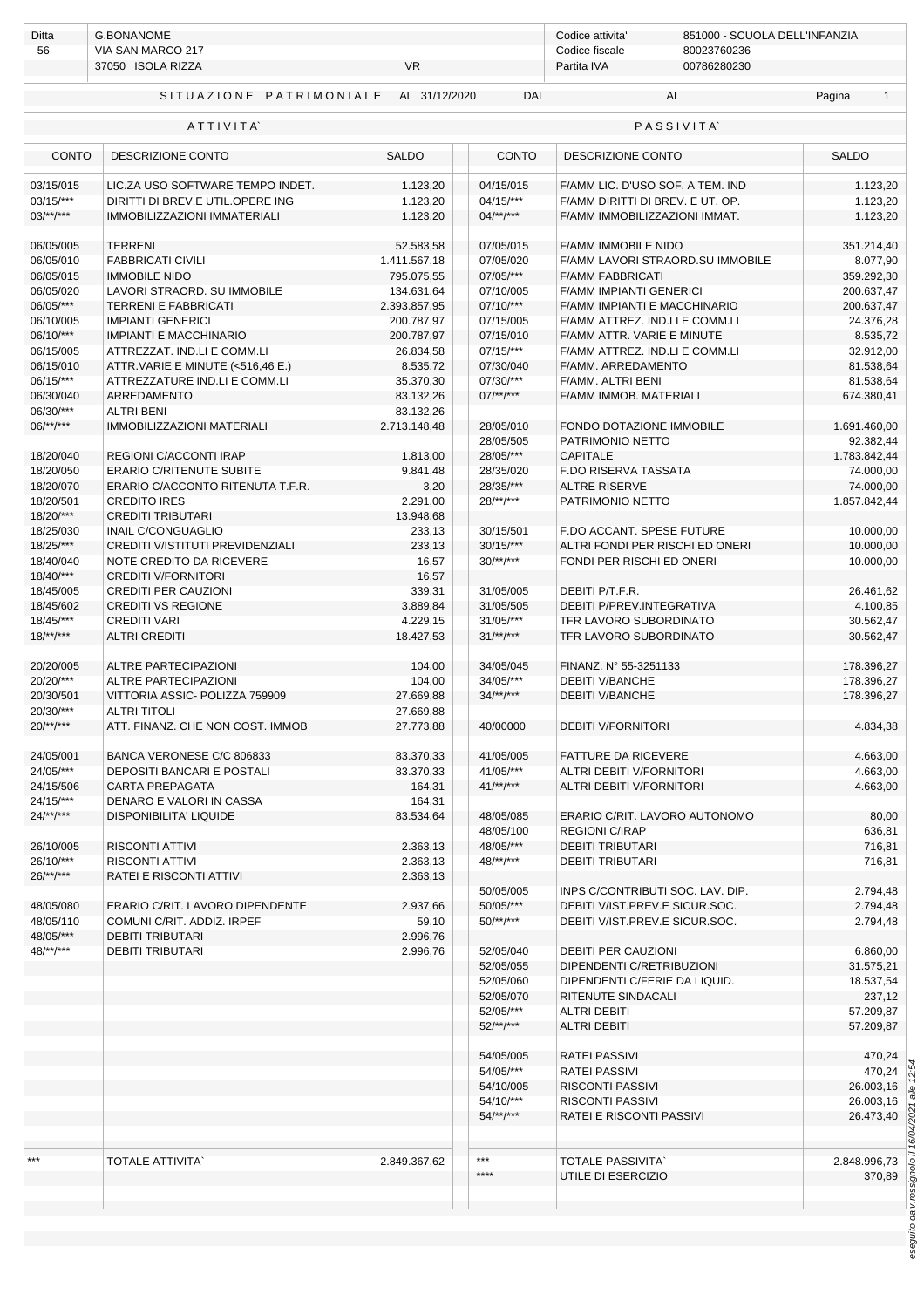| Ditta | G.BONANOME | | Codice attivita' | 851000 - SCUOLA DELL'INFANZIA |
|---|---|---|---|---|
| 56 | VIA SAN MARCO 217 | | Codice fiscale | 80023760236 |
| | 37050 ISOLA RIZZA | VR | Partita IVA | 00786280230 |

SITUAZIONE PATRIMONIALE AL 31/12/2020 DAL AL

| ATTIVITA` | | | PASSIVITA` | | |
|---|---|---|---|---|---|
| CONTO | DESCRIZIONE CONTO | SALDO | CONTO | DESCRIZIONE CONTO | SALDO |
| 03/15/015 | LIC.ZA USO SOFTWARE TEMPO INDET. | 1.123,20 | 04/15/015 | F/AMM LIC. D'USO SOF. A TEM. IND | 1.123,20 |
| 03/15/*** | DIRITTI DI BREV.E UTIL.OPERE ING | 1.123,20 | 04/15/*** | F/AMM DIRITTI DI BREV. E UT. OP. | 1.123,20 |
| 03/**/*** | IMMOBILIZZAZIONI IMMATERIALI | 1.123,20 | 04/**/*** | F/AMM IMMOBILIZZAZIONI IMMAT. | 1.123,20 |
| 06/05/005 | TERRENI | 52.583,58 | 07/05/015 | F/AMM IMMOBILE NIDO | 351.214,40 |
| 06/05/010 | FABBRICATI CIVILI | 1.411.567,18 | 07/05/020 | F/AMM LAVORI STRAORD.SU IMMOBILE | 8.077,90 |
| 06/05/015 | IMMOBILE NIDO | 795.075,55 | 07/05/*** | F/AMM FABBRICATI | 359.292,30 |
| 06/05/020 | LAVORI STRAORD. SU IMMOBILE | 134.631,64 | 07/10/005 | F/AMM IMPIANTI GENERICI | 200.637,47 |
| 06/05/*** | TERRENI E FABBRICATI | 2.393.857,95 | 07/10/*** | F/AMM IMPIANTI E MACCHINARIO | 200.637,47 |
| 06/10/005 | IMPIANTI GENERICI | 200.787,97 | 07/15/005 | F/AMM ATTREZ. IND.LI E COMM.LI | 24.376,28 |
| 06/10/*** | IMPIANTI E MACCHINARIO | 200.787,97 | 07/15/010 | F/AMM ATTR. VARIE E MINUTE | 8.535,72 |
| 06/15/005 | ATTREZZAT. IND.LI E COMM.LI | 26.834,58 | 07/15/*** | F/AMM ATTREZ. IND.LI E COMM.LI | 32.912,00 |
| 06/15/010 | ATTR.VARIE E MINUTE (<516,46 E.) | 8.535,72 | 07/30/040 | F/AMM. ARREDAMENTO | 81.538,64 |
| 06/15/*** | ATTREZZATURE IND.LI E COMM.LI | 35.370,30 | 07/30/*** | F/AMM. ALTRI BENI | 81.538,64 |
| 06/30/040 | ARREDAMENTO | 83.132,26 | 07/**/*** | F/AMM IMMOB. MATERIALI | 674.380,41 |
| 06/30/*** | ALTRI BENI | 83.132,26 | | | |
| 06/**/*** | IMMOBILIZZAZIONI MATERIALI | 2.713.148,48 | 28/05/010 | FONDO DOTAZIONE IMMOBILE | 1.691.460,00 |
| | | | 28/05/505 | PATRIMONIO NETTO | 92.382,44 |
| 18/20/040 | REGIONI C/ACCONTI IRAP | 1.813,00 | 28/05/*** | CAPITALE | 1.783.842,44 |
| 18/20/050 | ERARIO C/RITENUTE SUBITE | 9.841,48 | 28/35/020 | F.DO RISERVA TASSATA | 74.000,00 |
| 18/20/070 | ERARIO C/ACCONTO RITENUTA T.F.R. | 3,20 | 28/35/*** | ALTRE RISERVE | 74.000,00 |
| 18/20/501 | CREDITO IRES | 2.291,00 | 28/**/*** | PATRIMONIO NETTO | 1.857.842,44 |
| 18/20/*** | CREDITI TRIBUTARI | 13.948,68 | | | |
| 18/25/030 | INAIL C/CONGUAGLIO | 233,13 | 30/15/501 | F.DO ACCANT. SPESE FUTURE | 10.000,00 |
| 18/25/*** | CREDITI V/ISTITUTI PREVIDENZIALI | 233,13 | 30/15/*** | ALTRI FONDI PER RISCHI ED ONERI | 10.000,00 |
| 18/40/040 | NOTE CREDITO DA RICEVERE | 16,57 | 30/**/*** | FONDI PER RISCHI ED ONERI | 10.000,00 |
| 18/40/*** | CREDITI V/FORNITORI | 16,57 | | | |
| 18/45/005 | CREDITI PER CAUZIONI | 339,31 | 31/05/005 | DEBITI P/T.F.R. | 26.461,62 |
| 18/45/602 | CREDITI VS REGIONE | 3.889,84 | 31/05/505 | DEBITI P/PREV.INTEGRATIVA | 4.100,85 |
| 18/45/*** | CREDITI VARI | 4.229,15 | 31/05/*** | TFR LAVORO SUBORDINATO | 30.562,47 |
| 18/**/*** | ALTRI CREDITI | 18.427,53 | 31/**/*** | TFR LAVORO SUBORDINATO | 30.562,47 |
| 20/20/005 | ALTRE PARTECIPAZIONI | 104,00 | 34/05/045 | FINANZ. N° 55-3251133 | 178.396,27 |
| 20/20/*** | ALTRE PARTECIPAZIONI | 104,00 | 34/05/*** | DEBITI V/BANCHE | 178.396,27 |
| 20/30/501 | VITTORIA ASSIC- POLIZZA 759909 | 27.669,88 | 34/**/*** | DEBITI V/BANCHE | 178.396,27 |
| 20/30/*** | ALTRI TITOLI | 27.669,88 | | | |
| 20/**/*** | ATT. FINANZ. CHE NON COST. IMMOB | 27.773,88 | 40/00000 | DEBITI V/FORNITORI | 4.834,38 |
| 24/05/001 | BANCA VERONESE C/C 806833 | 83.370,33 | 41/05/005 | FATTURE DA RICEVERE | 4.663,00 |
| 24/05/*** | DEPOSITI BANCARI E POSTALI | 83.370,33 | 41/05/*** | ALTRI DEBITI V/FORNITORI | 4.663,00 |
| 24/15/506 | CARTA PREPAGATA | 164,31 | 41/**/*** | ALTRI DEBITI V/FORNITORI | 4.663,00 |
| 24/15/*** | DENARO E VALORI IN CASSA | 164,31 | | | |
| 24/**/*** | DISPONIBILITA' LIQUIDE | 83.534,64 | 48/05/085 | ERARIO C/RIT. LAVORO AUTONOMO | 80,00 |
| | | | 48/05/100 | REGIONI C/IRAP | 636,81 |
| 26/10/005 | RISCONTI ATTIVI | 2.363,13 | 48/05/*** | DEBITI TRIBUTARI | 716,81 |
| 26/10/*** | RISCONTI ATTIVI | 2.363,13 | 48/**/*** | DEBITI TRIBUTARI | 716,81 |
| 26/**/*** | RATEI E RISCONTI ATTIVI | 2.363,13 | | | |
| | | | 50/05/005 | INPS C/CONTRIBUTI SOC. LAV. DIP. | 2.794,48 |
| 48/05/080 | ERARIO C/RIT. LAVORO DIPENDENTE | 2.937,66 | 50/05/*** | DEBITI V/IST.PREV.E SICUR.SOC. | 2.794,48 |
| 48/05/110 | COMUNI C/RIT. ADDIZ. IRPEF | 59,10 | 50/**/*** | DEBITI V/IST.PREV.E SICUR.SOC. | 2.794,48 |
| 48/05/*** | DEBITI TRIBUTARI | 2.996,76 | | | |
| 48/**/*** | DEBITI TRIBUTARI | 2.996,76 | 52/05/040 | DEBITI PER CAUZIONI | 6.860,00 |
| | | | 52/05/055 | DIPENDENTI C/RETRIBUZIONI | 31.575,21 |
| | | | 52/05/060 | DIPENDENTI C/FERIE DA LIQUID. | 18.537,54 |
| | | | 52/05/070 | RITENUTE SINDACALI | 237,12 |
| | | | 52/05/*** | ALTRI DEBITI | 57.209,87 |
| | | | 52/**/*** | ALTRI DEBITI | 57.209,87 |
| | | | 54/05/005 | RATEI PASSIVI | 470,24 |
| | | | 54/05/*** | RATEI PASSIVI | 470,24 |
| | | | 54/10/005 | RISCONTI PASSIVI | 26.003,16 |
| | | | 54/10/*** | RISCONTI PASSIVI | 26.003,16 |
| | | | 54/**/*** | RATEI E RISCONTI PASSIVI | 26.473,40 |
| *** | TOTALE ATTIVITA` | 2.849.367,62 | *** | TOTALE PASSIVITA` | 2.848.996,73 |
| | | | **** | UTILE DI ESERCIZIO | 370,89 |

*eseguito da v.rossignolo il 16/04/2021 alle 12:54*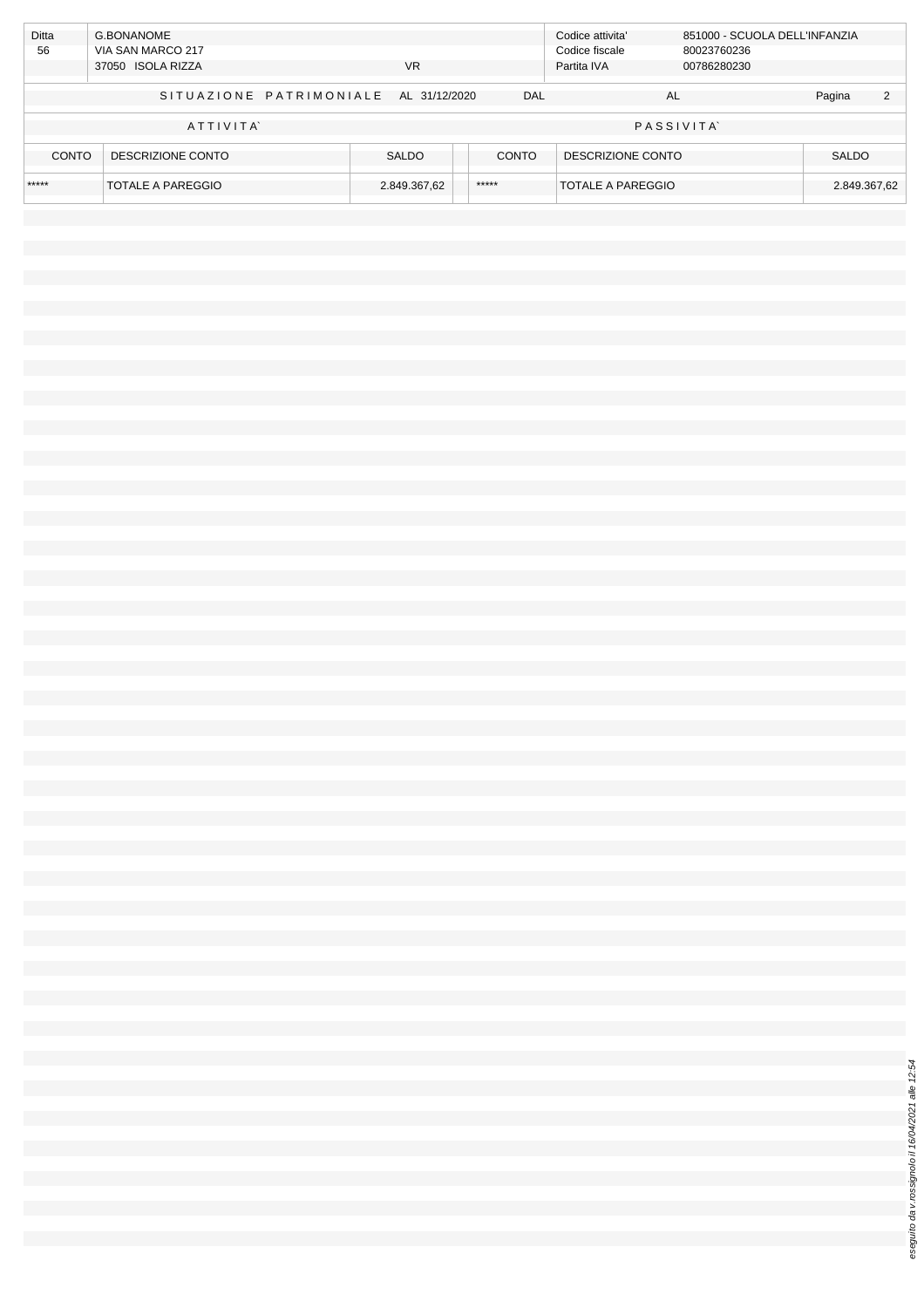| Ditta | G.BONANOME | | Codice attivita' | 851000 - SCUOLA DELL'INFANZIA |
|---|---|---|---|---|
| 56 | VIA SAN MARCO 217 | | Codice fiscale | 80023760236 |
| | 37050 ISOLA RIZZA | VR | Partita IVA | 00786280230 |

SITUAZIONE PATRIMONIALE AL 31/12/2020 DAL AL

| ATTIVITA` | | | PASSIVITA` | | |
|---|---|---|---|---|---|
| CONTO | DESCRIZIONE CONTO | SALDO | CONTO | DESCRIZIONE CONTO | SALDO |
| ***** | TOTALE A PAREGGIO | 2.849.367,62 | ***** | TOTALE A PAREGGIO | 2.849.367,62 |

*eseguito da v.rossignolo il 16/04/2021 alle 12:54*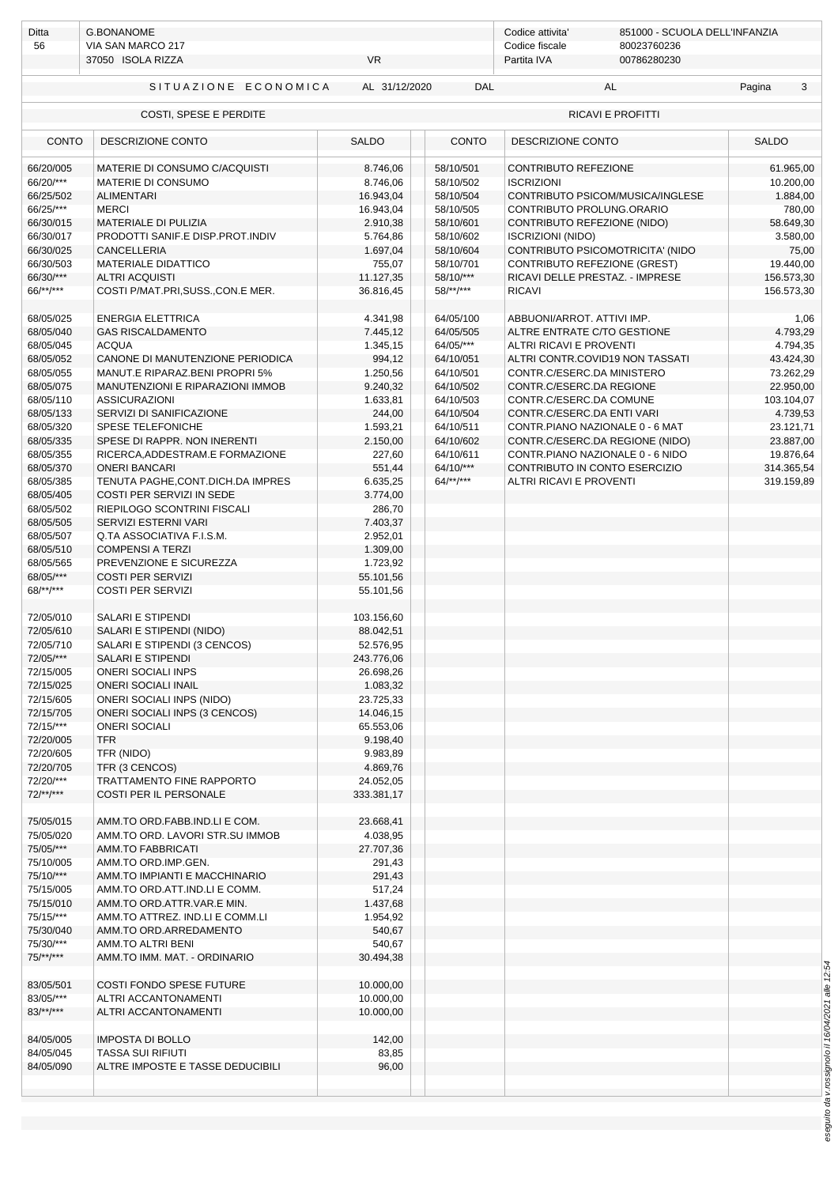| Ditta | G.BONANOME | | Codice attivita' | 851000 - SCUOLA DELL'INFANZIA |
|---|---|---|---|---|
| 56 | VIA SAN MARCO 217 | | Codice fiscale | 80023760236 |
| | 37050 ISOLA RIZZA | VR | Partita IVA | 00786280230 |

**SITUAZIONE ECONOMICA** AL 31/12/2020 DAL AL

| COSTI, SPESE E PERDITE | | | RICAVI E PROFITTI | | |
|---|---|---|---|---|---|
| CONTO | DESCRIZIONE CONTO | SALDO | CONTO | DESCRIZIONE CONTO | SALDO |
| 66/20/005 | MATERIE DI CONSUMO C/ACQUISTI | 8.746,06 | 58/10/501 | CONTRIBUTO REFEZIONE | 61.965,00 |
| 66/20/*** | MATERIE DI CONSUMO | 8.746,06 | 58/10/502 | ISCRIZIONI | 10.200,00 |
| 66/25/502 | ALIMENTARI | 16.943,04 | 58/10/504 | CONTRIBUTO PSICOM/MUSICA/INGLESE | 1.884,00 |
| 66/25/*** | MERCI | 16.943,04 | 58/10/505 | CONTRIBUTO PROLUNG.ORARIO | 780,00 |
| 66/30/015 | MATERIALE DI PULIZIA | 2.910,38 | 58/10/601 | CONTRIBUTO REFEZIONE (NIDO) | 58.649,30 |
| 66/30/017 | PRODOTTI SANIF.E DISP.PROT.INDIV | 5.764,86 | 58/10/602 | ISCRIZIONI (NIDO) | 3.580,00 |
| 66/30/025 | CANCELLERIA | 1.697,04 | 58/10/604 | CONTRIBUTO PSICOMOTRICITA' (NIDO | 75,00 |
| 66/30/503 | MATERIALE DIDATTICO | 755,07 | 58/10/701 | CONTRIBUTO REFEZIONE (GREST) | 19.440,00 |
| 66/30/*** | ALTRI ACQUISTI | 11.127,35 | 58/10/*** | RICAVI DELLE PRESTAZ. - IMPRESE | 156.573,30 |
| 66/**/*** | COSTI P/MAT.PRI,SUSS.,CON.E MER. | 36.816,45 | 58/**/*** | RICAVI | 156.573,30 |
| | | | | | |
| 68/05/025 | ENERGIA ELETTRICA | 4.341,98 | 64/05/100 | ABBUONI/ARROT. ATTIVI IMP. | 1,06 |
| 68/05/040 | GAS RISCALDAMENTO | 7.445,12 | 64/05/505 | ALTRE ENTRATE C/TO GESTIONE | 4.793,29 |
| 68/05/045 | ACQUA | 1.345,15 | 64/05/*** | ALTRI RICAVI E PROVENTI | 4.794,35 |
| 68/05/052 | CANONE DI MANUTENZIONE PERIODICA | 994,12 | 64/10/051 | ALTRI CONTR.COVID19 NON TASSATI | 43.424,30 |
| 68/05/055 | MANUT.E RIPARAZ.BENI PROPRI 5% | 1.250,56 | 64/10/501 | CONTR.C/ESERC.DA MINISTERO | 73.262,29 |
| 68/05/075 | MANUTENZIONI E RIPARAZIONI IMMOB | 9.240,32 | 64/10/502 | CONTR.C/ESERC.DA REGIONE | 22.950,00 |
| 68/05/110 | ASSICURAZIONI | 1.633,81 | 64/10/503 | CONTR.C/ESERC.DA COMUNE | 103.104,07 |
| 68/05/133 | SERVIZI DI SANIFICAZIONE | 244,00 | 64/10/504 | CONTR.C/ESERC.DA ENTI VARI | 4.739,53 |
| 68/05/320 | SPESE TELEFONICHE | 1.593,21 | 64/10/511 | CONTR.PIANO NAZIONALE 0 - 6 MAT | 23.121,71 |
| 68/05/335 | SPESE DI RAPPR. NON INERENTI | 2.150,00 | 64/10/602 | CONTR.C/ESERC.DA REGIONE (NIDO) | 23.887,00 |
| 68/05/355 | RICERCA,ADDESTRAM.E FORMAZIONE | 227,60 | 64/10/611 | CONTR.PIANO NAZIONALE 0 - 6 NIDO | 19.876,64 |
| 68/05/370 | ONERI BANCARI | 551,44 | 64/10/*** | CONTRIBUTO IN CONTO ESERCIZIO | 314.365,54 |
| 68/05/385 | TENUTA PAGHE,CONT.DICH.DA IMPRES | 6.635,25 | 64/**/*** | ALTRI RICAVI E PROVENTI | 319.159,89 |
| 68/05/405 | COSTI PER SERVIZI IN SEDE | 3.774,00 | | | |
| 68/05/502 | RIEPILOGO SCONTRINI FISCALI | 286,70 | | | |
| 68/05/505 | SERVIZI ESTERNI VARI | 7.403,37 | | | |
| 68/05/507 | Q.TA ASSOCIATIVA F.I.S.M. | 2.952,01 | | | |
| 68/05/510 | COMPENSI A TERZI | 1.309,00 | | | |
| 68/05/565 | PREVENZIONE E SICUREZZA | 1.723,92 | | | |
| 68/05/*** | COSTI PER SERVIZI | 55.101,56 | | | |
| 68/**/*** | COSTI PER SERVIZI | 55.101,56 | | | |
| | | | | | |
| 72/05/010 | SALARI E STIPENDI | 103.156,60 | | | |
| 72/05/610 | SALARI E STIPENDI (NIDO) | 88.042,51 | | | |
| 72/05/710 | SALARI E STIPENDI (3 CENCOS) | 52.576,95 | | | |
| 72/05/*** | SALARI E STIPENDI | 243.776,06 | | | |
| 72/15/005 | ONERI SOCIALI INPS | 26.698,26 | | | |
| 72/15/025 | ONERI SOCIALI INAIL | 1.083,32 | | | |
| 72/15/605 | ONERI SOCIALI INPS (NIDO) | 23.725,33 | | | |
| 72/15/705 | ONERI SOCIALI INPS (3 CENCOS) | 14.046,15 | | | |
| 72/15/*** | ONERI SOCIALI | 65.553,06 | | | |
| 72/20/005 | TFR | 9.198,40 | | | |
| 72/20/605 | TFR (NIDO) | 9.983,89 | | | |
| 72/20/705 | TFR (3 CENCOS) | 4.869,76 | | | |
| 72/20/*** | TRATTAMENTO FINE RAPPORTO | 24.052,05 | | | |
| 72/**/*** | COSTI PER IL PERSONALE | 333.381,17 | | | |
| | | | | | |
| 75/05/015 | AMM.TO ORD.FABB.IND.LI E COM. | 23.668,41 | | | |
| 75/05/020 | AMM.TO ORD. LAVORI STR.SU IMMOB | 4.038,95 | | | |
| 75/05/*** | AMM.TO FABBRICATI | 27.707,36 | | | |
| 75/10/005 | AMM.TO ORD.IMP.GEN. | 291,43 | | | |
| 75/10/*** | AMM.TO IMPIANTI E MACCHINARIO | 291,43 | | | |
| 75/15/005 | AMM.TO ORD.ATT.IND.LI E COMM. | 517,24 | | | |
| 75/15/010 | AMM.TO ORD.ATTR.VAR.E MIN. | 1.437,68 | | | |
| 75/15/*** | AMM.TO ATTREZ. IND.LI E COMM.LI | 1.954,92 | | | |
| 75/30/040 | AMM.TO ORD.ARREDAMENTO | 540,67 | | | |
| 75/30/*** | AMM.TO ALTRI BENI | 540,67 | | | |
| 75/**/*** | AMM.TO IMM. MAT. - ORDINARIO | 30.494,38 | | | |
| | | | | | |
| 83/05/501 | COSTI FONDO SPESE FUTURE | 10.000,00 | | | |
| 83/05/*** | ALTRI ACCANTONAMENTI | 10.000,00 | | | |
| 83/**/*** | ALTRI ACCANTONAMENTI | 10.000,00 | | | |
| | | | | | |
| 84/05/005 | IMPOSTA DI BOLLO | 142,00 | | | |
| 84/05/045 | TASSA SUI RIFIUTI | 83,85 | | | |
| 84/05/090 | ALTRE IMPOSTE E TASSE DEDUCIBILI | 96,00 | | | |

*eseguito da v.rossignolo il 16/04/2021 alle 12:54*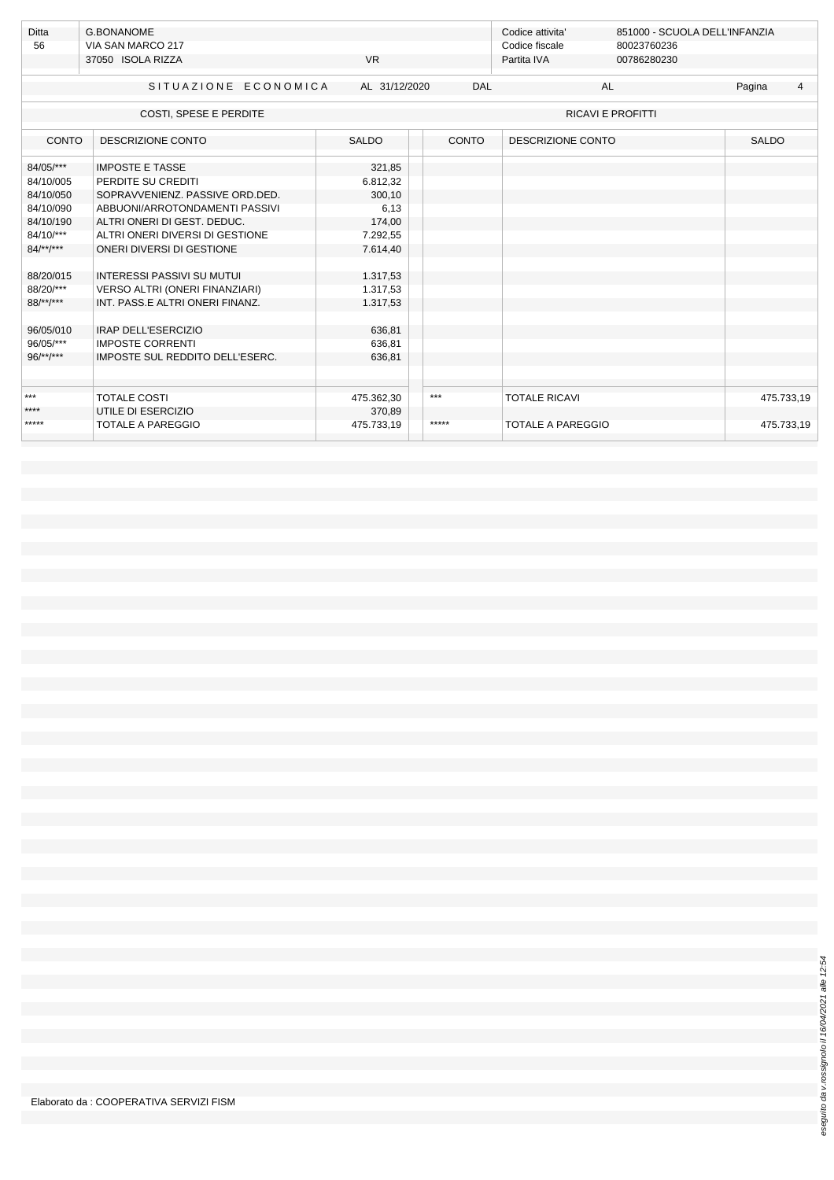| Ditta | G.BONANOME | Codice attivita' | 851000 - SCUOLA DELL'INFANZIA |
|---|---|---|---|
| 56 | VIA SAN MARCO 217 | Codice fiscale | 80023760236 |
| | 37050 ISOLA RIZZA VR | Partita IVA | 00786280230 |

SITUAZIONE ECONOMICA AL 31/12/2020 DAL AL

| COSTI, SPESE E PERDITE | | | RICAVI E PROFITTI | | |
|---|---|---|---|---|---|
| CONTO | DESCRIZIONE CONTO | SALDO | CONTO | DESCRIZIONE CONTO | SALDO |
| 84/05/*** | IMPOSTE E TASSE | 321,85 | | | |
| 84/10/005 | PERDITE SU CREDITI | 6.812,32 | | | |
| 84/10/050 | SOPRAVVENIENZ. PASSIVE ORD.DED. | 300,10 | | | |
| 84/10/090 | ABBUONI/ARROTONDAMENTI PASSIVI | 6,13 | | | |
| 84/10/190 | ALTRI ONERI DI GEST. DEDUC. | 174,00 | | | |
| 84/10/*** | ALTRI ONERI DIVERSI DI GESTIONE | 7.292,55 | | | |
| 84/**/*** | ONERI DIVERSI DI GESTIONE | 7.614,40 | | | |
| 88/20/015 | INTERESSI PASSIVI SU MUTUI | 1.317,53 | | | |
| 88/20/*** | VERSO ALTRI (ONERI FINANZIARI) | 1.317,53 | | | |
| 88/**/*** | INT. PASS.E ALTRI ONERI FINANZ. | 1.317,53 | | | |
| 96/05/010 | IRAP DELL'ESERCIZIO | 636,81 | | | |
| 96/05/*** | IMPOSTE CORRENTI | 636,81 | | | |
| 96/**/*** | IMPOSTE SUL REDDITO DELL'ESERC. | 636,81 | | | |
| *** | TOTALE COSTI | 475.362,30 | *** | TOTALE RICAVI | 475.733,19 |
| **** | UTILE DI ESERCIZIO | 370,89 | | | |
| ***** | TOTALE A PAREGGIO | 475.733,19 | ***** | TOTALE A PAREGGIO | 475.733,19 |

Elaborato da : COOPERATIVA SERVIZI FISM

*eseguito da v.rossignolo il 16/04/2021 alle 12:54*